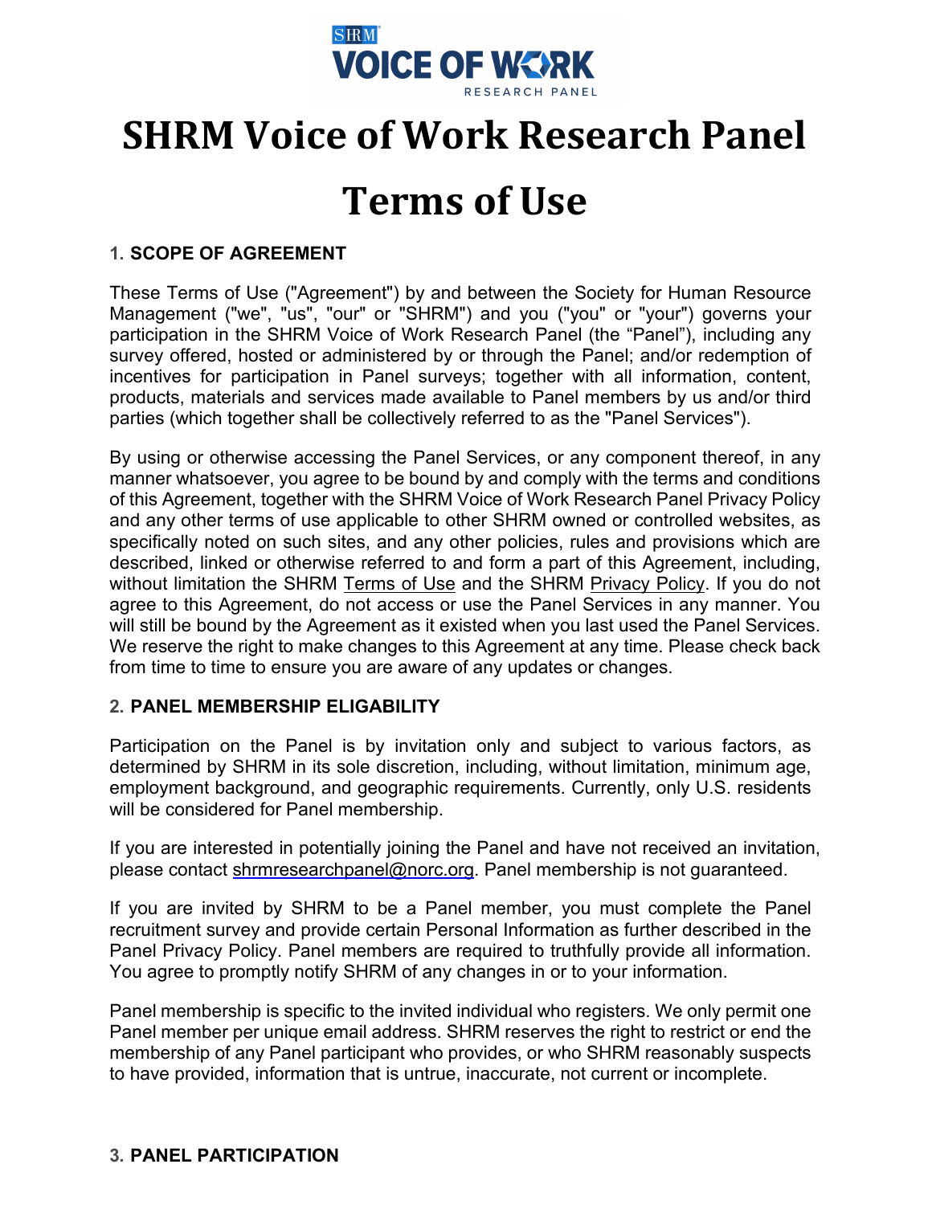# SHRM Voice of Work Research Panel

# Terms of Use

### 1. SCOPE OF AGREEMENT

These Terms of Use ("Agreement") by and between the Society for Human Resource Management ("we", "us", "our" or "SHRM") and you ("you" or "your") governs your participation in the SHRM Voice of Work Research Panel (the "Panel"), including any survey offered, hosted or administered by or through the Panel; and/or redemption of incentives for participation in Panel surveys; together with all information, content, products, materials and services made available to Panel members by us and/or third parties (which together shall be collectively referred to as the "Panel Services").

By using or otherwise accessing the Panel Services, or any component thereof, in any manner whatsoever, you agree to be bound by and comply with the terms and conditions of this Agreement, together with the SHRM Voice of Work Research Panel Privacy Policy and any other terms of use applicable to other SHRM owned or controlled websites, as specifically noted on such sites, and any other policies, rules and provisions which are described, linked or otherwise referred to and form a part of this Agreement, including, without limitation the SHRM Terms of Use and the SHRM Privacy Policy. If you do not agree to this Agreement, do not access or use the Panel Services in any manner. You will still be bound by the Agreement as it existed when you last used the Panel Services. We reserve the right to make changes to this Agreement at any time. Please check back from time to time to ensure you are aware of any updates or changes.

### 2. PANEL MEMBERSHIP ELIGABILITY

Participation on the Panel is by invitation only and subject to various factors, as determined by SHRM in its sole discretion, including, without limitation, minimum age, employment background, and geographic requirements. Currently, only U.S. residents will be considered for Panel membership.

If you are interested in potentially joining the Panel and have not received an invitation, please contact shrmresearchpanel@norc.org. Panel membership is not guaranteed.

If you are invited by SHRM to be a Panel member, you must complete the Panel recruitment survey and provide certain Personal Information as further described in the Panel Privacy Policy. Panel members are required to truthfully provide all information. You agree to promptly notify SHRM of any changes in or to your information.

Panel membership is specific to the invited individual who registers. We only permit one Panel member per unique email address. SHRM reserves the right to restrict or end the membership of any Panel participant who provides, or who SHRM reasonably suspects to have provided, information that is untrue, inaccurate, not current or incomplete.

### 3. PANEL PARTICIPATION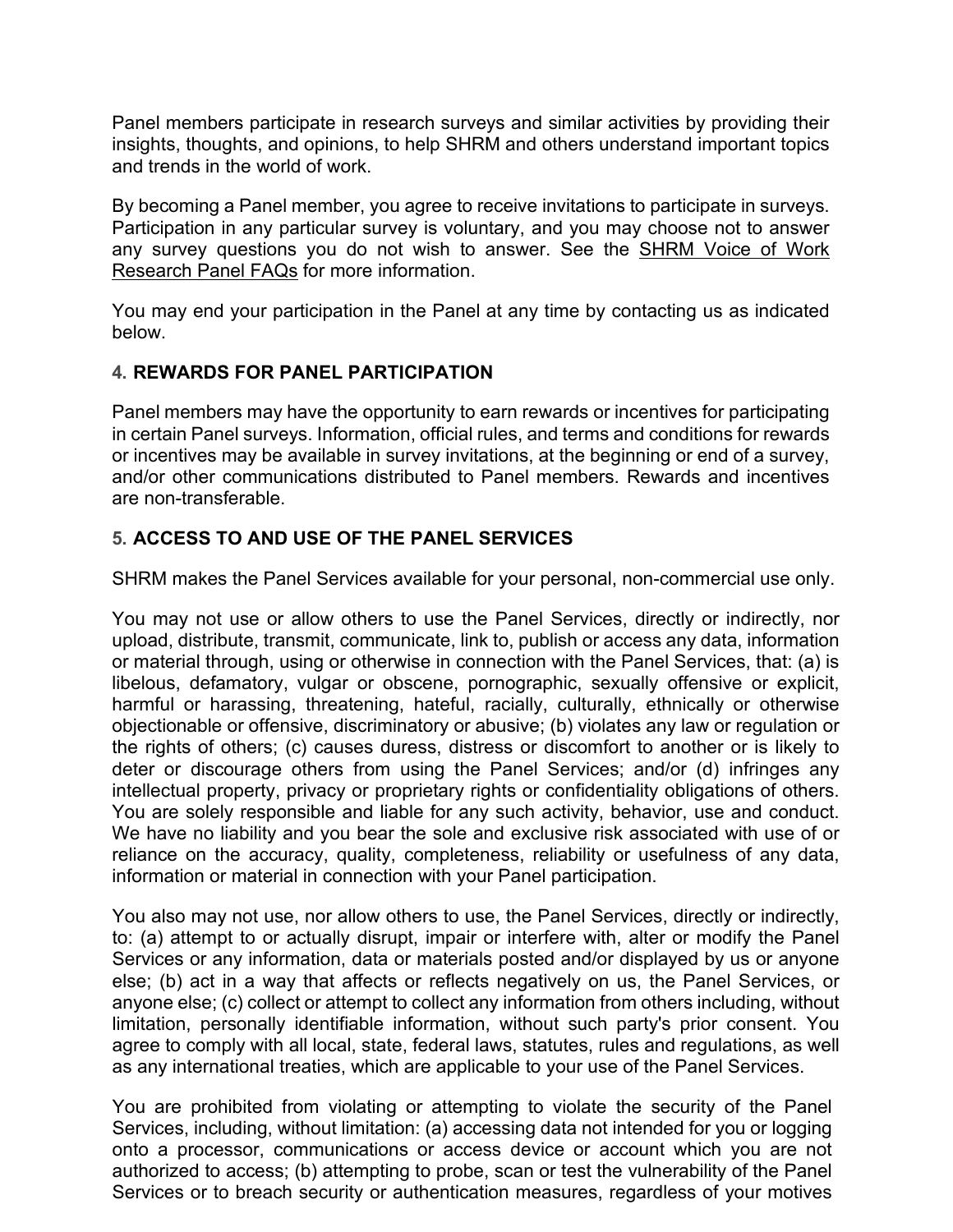Panel members participate in research surveys and similar activities by providing their insights, thoughts, and opinions, to help SHRM and others understand important topics and trends in the world of work.

By becoming a Panel member, you agree to receive invitations to participate in surveys. Participation in any particular survey is voluntary, and you may choose not to answer any survey questions you do not wish to answer. See the SHRM Voice of Work Research Panel FAQs for more information.

You may end your participation in the Panel at any time by contacting us as indicated below.

## 4. REWARDS FOR PANEL PARTICIPATION

Panel members may have the opportunity to earn rewards or incentives for participating in certain Panel surveys. Information, official rules, and terms and conditions for rewards or incentives may be available in survey invitations, at the beginning or end of a survey, and/or other communications distributed to Panel members. Rewards and incentives are non-transferable.

## 5. ACCESS TO AND USE OF THE PANEL SERVICES

SHRM makes the Panel Services available for your personal, non-commercial use only.

You may not use or allow others to use the Panel Services, directly or indirectly, nor upload, distribute, transmit, communicate, link to, publish or access any data, information or material through, using or otherwise in connection with the Panel Services, that: (a) is libelous, defamatory, vulgar or obscene, pornographic, sexually offensive or explicit, harmful or harassing, threatening, hateful, racially, culturally, ethnically or otherwise objectionable or offensive, discriminatory or abusive; (b) violates any law or regulation or the rights of others; (c) causes duress, distress or discomfort to another or is likely to deter or discourage others from using the Panel Services; and/or (d) infringes any intellectual property, privacy or proprietary rights or confidentiality obligations of others. You are solely responsible and liable for any such activity, behavior, use and conduct. We have no liability and you bear the sole and exclusive risk associated with use of or reliance on the accuracy, quality, completeness, reliability or usefulness of any data, information or material in connection with your Panel participation.

You also may not use, nor allow others to use, the Panel Services, directly or indirectly, to: (a) attempt to or actually disrupt, impair or interfere with, alter or modify the Panel Services or any information, data or materials posted and/or displayed by us or anyone else; (b) act in a way that affects or reflects negatively on us, the Panel Services, or anyone else; (c) collect or attempt to collect any information from others including, without limitation, personally identifiable information, without such party's prior consent. You agree to comply with all local, state, federal laws, statutes, rules and regulations, as well as any international treaties, which are applicable to your use of the Panel Services.

You are prohibited from violating or attempting to violate the security of the Panel Services, including, without limitation: (a) accessing data not intended for you or logging onto a processor, communications or access device or account which you are not authorized to access; (b) attempting to probe, scan or test the vulnerability of the Panel Services or to breach security or authentication measures, regardless of your motives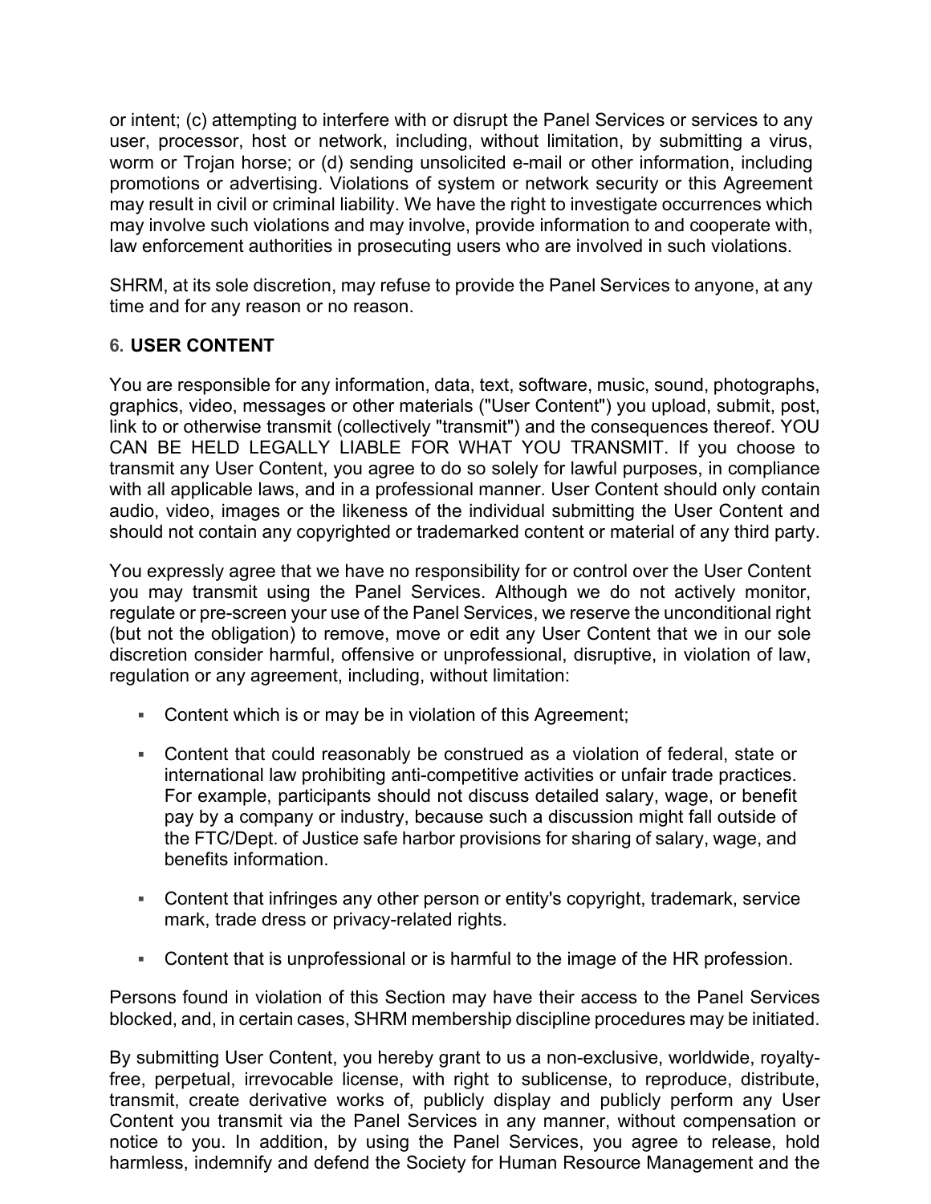or intent; (c) attempting to interfere with or disrupt the Panel Services or services to any user, processor, host or network, including, without limitation, by submitting a virus, worm or Trojan horse; or (d) sending unsolicited e-mail or other information, including promotions or advertising. Violations of system or network security or this Agreement may result in civil or criminal liability. We have the right to investigate occurrences which may involve such violations and may involve, provide information to and cooperate with, law enforcement authorities in prosecuting users who are involved in such violations.

SHRM, at its sole discretion, may refuse to provide the Panel Services to anyone, at any time and for any reason or no reason.

### 6. USER CONTENT

You are responsible for any information, data, text, software, music, sound, photographs, graphics, video, messages or other materials ("User Content") you upload, submit, post, link to or otherwise transmit (collectively "transmit") and the consequences thereof. YOU CAN BE HELD LEGALLY LIABLE FOR WHAT YOU TRANSMIT. If you choose to transmit any User Content, you agree to do so solely for lawful purposes, in compliance with all applicable laws, and in a professional manner. User Content should only contain audio, video, images or the likeness of the individual submitting the User Content and should not contain any copyrighted or trademarked content or material of any third party.

You expressly agree that we have no responsibility for or control over the User Content you may transmit using the Panel Services. Although we do not actively monitor, regulate or pre-screen your use of the Panel Services, we reserve the unconditional right (but not the obligation) to remove, move or edit any User Content that we in our sole discretion consider harmful, offensive or unprofessional, disruptive, in violation of law, regulation or any agreement, including, without limitation:

- Content which is or may be in violation of this Agreement;
- Content that could reasonably be construed as a violation of federal, state or international law prohibiting anti-competitive activities or unfair trade practices. For example, participants should not discuss detailed salary, wage, or benefit pay by a company or industry, because such a discussion might fall outside of the FTC/Dept. of Justice safe harbor provisions for sharing of salary, wage, and benefits information.
- Content that infringes any other person or entity's copyright, trademark, service mark, trade dress or privacy-related rights.
- Content that is unprofessional or is harmful to the image of the HR profession.

Persons found in violation of this Section may have their access to the Panel Services blocked, and, in certain cases, SHRM membership discipline procedures may be initiated.

By submitting User Content, you hereby grant to us a non-exclusive, worldwide, royalty-free, perpetual, irrevocable license, with right to sublicense, to reproduce, distribute, transmit, create derivative works of, publicly display and publicly perform any User Content you transmit via the Panel Services in any manner, without compensation or notice to you. In addition, by using the Panel Services, you agree to release, hold harmless, indemnify and defend the Society for Human Resource Management and the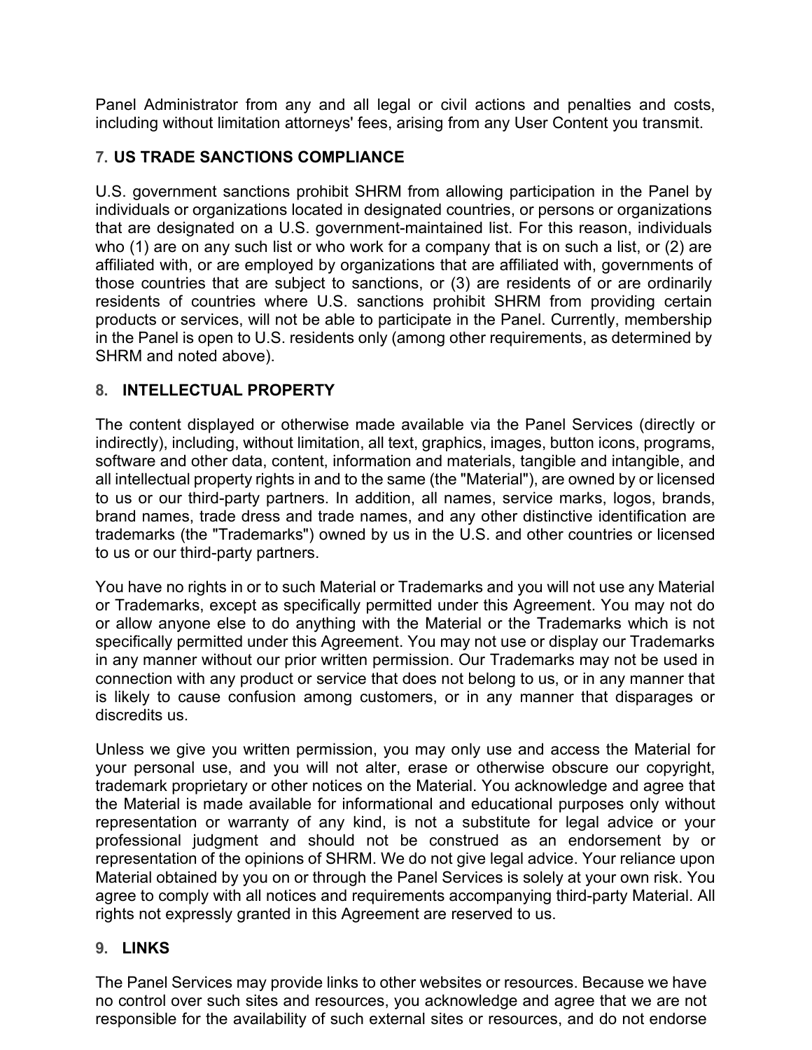Panel Administrator from any and all legal or civil actions and penalties and costs, including without limitation attorneys' fees, arising from any User Content you transmit.

## 7. US TRADE SANCTIONS COMPLIANCE

U.S. government sanctions prohibit SHRM from allowing participation in the Panel by individuals or organizations located in designated countries, or persons or organizations that are designated on a U.S. government-maintained list. For this reason, individuals who (1) are on any such list or who work for a company that is on such a list, or (2) are affiliated with, or are employed by organizations that are affiliated with, governments of those countries that are subject to sanctions, or (3) are residents of or are ordinarily residents of countries where U.S. sanctions prohibit SHRM from providing certain products or services, will not be able to participate in the Panel. Currently, membership in the Panel is open to U.S. residents only (among other requirements, as determined by SHRM and noted above).

## 8. INTELLECTUAL PROPERTY

The content displayed or otherwise made available via the Panel Services (directly or indirectly), including, without limitation, all text, graphics, images, button icons, programs, software and other data, content, information and materials, tangible and intangible, and all intellectual property rights in and to the same (the "Material"), are owned by or licensed to us or our third-party partners. In addition, all names, service marks, logos, brands, brand names, trade dress and trade names, and any other distinctive identification are trademarks (the "Trademarks") owned by us in the U.S. and other countries or licensed to us or our third-party partners.

You have no rights in or to such Material or Trademarks and you will not use any Material or Trademarks, except as specifically permitted under this Agreement. You may not do or allow anyone else to do anything with the Material or the Trademarks which is not specifically permitted under this Agreement. You may not use or display our Trademarks in any manner without our prior written permission. Our Trademarks may not be used in connection with any product or service that does not belong to us, or in any manner that is likely to cause confusion among customers, or in any manner that disparages or discredits us.

Unless we give you written permission, you may only use and access the Material for your personal use, and you will not alter, erase or otherwise obscure our copyright, trademark proprietary or other notices on the Material. You acknowledge and agree that the Material is made available for informational and educational purposes only without representation or warranty of any kind, is not a substitute for legal advice or your professional judgment and should not be construed as an endorsement by or representation of the opinions of SHRM. We do not give legal advice. Your reliance upon Material obtained by you on or through the Panel Services is solely at your own risk. You agree to comply with all notices and requirements accompanying third-party Material. All rights not expressly granted in this Agreement are reserved to us.

## 9. LINKS

The Panel Services may provide links to other websites or resources. Because we have no control over such sites and resources, you acknowledge and agree that we are not responsible for the availability of such external sites or resources, and do not endorse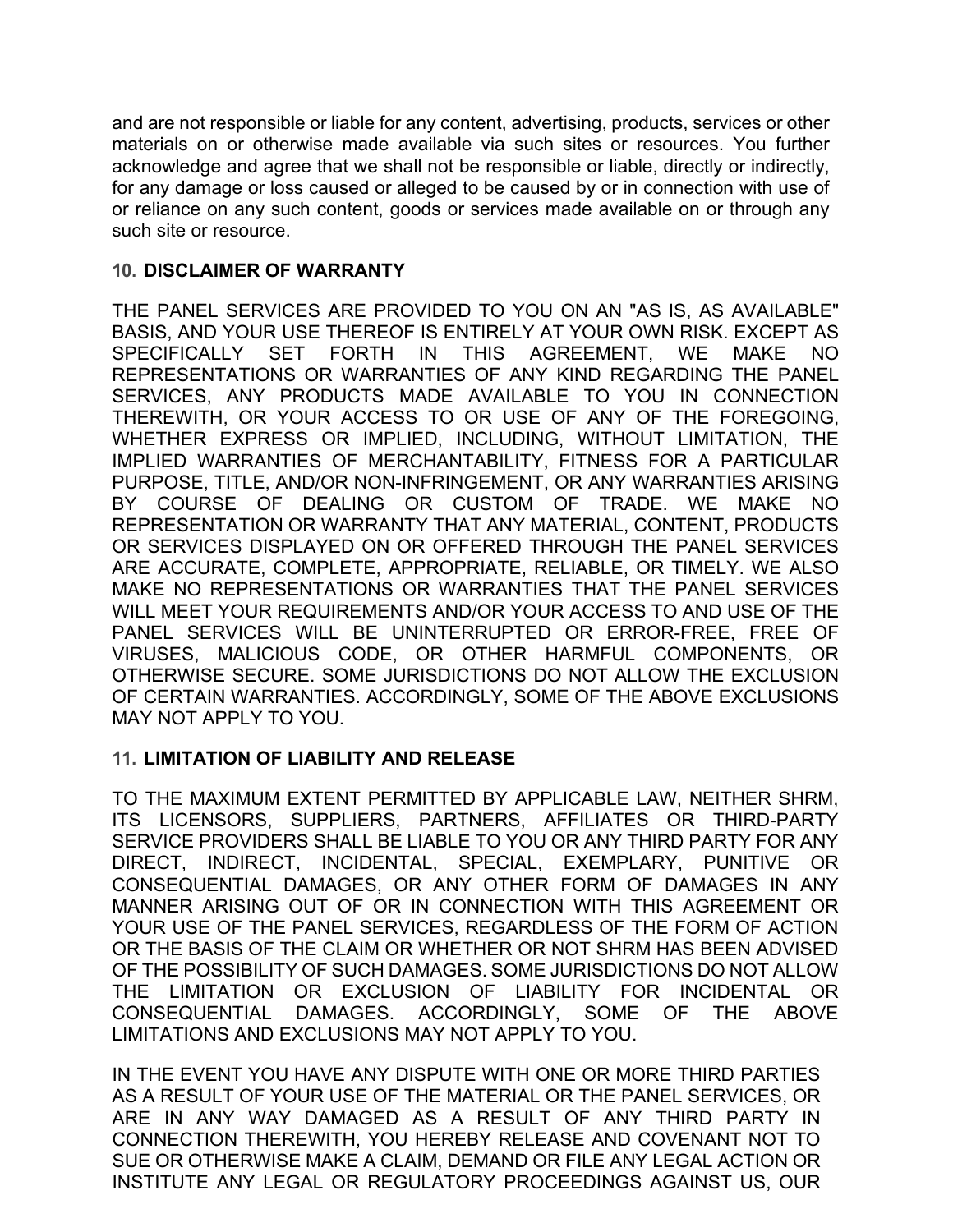and are not responsible or liable for any content, advertising, products, services or other materials on or otherwise made available via such sites or resources. You further acknowledge and agree that we shall not be responsible or liable, directly or indirectly, for any damage or loss caused or alleged to be caused by or in connection with use of or reliance on any such content, goods or services made available on or through any such site or resource.

## 10. DISCLAIMER OF WARRANTY

THE PANEL SERVICES ARE PROVIDED TO YOU ON AN "AS IS, AS AVAILABLE" BASIS, AND YOUR USE THEREOF IS ENTIRELY AT YOUR OWN RISK. EXCEPT AS SPECIFICALLY SET FORTH IN THIS AGREEMENT, WE MAKE NO REPRESENTATIONS OR WARRANTIES OF ANY KIND REGARDING THE PANEL SERVICES, ANY PRODUCTS MADE AVAILABLE TO YOU IN CONNECTION THEREWITH, OR YOUR ACCESS TO OR USE OF ANY OF THE FOREGOING, WHETHER EXPRESS OR IMPLIED, INCLUDING, WITHOUT LIMITATION, THE IMPLIED WARRANTIES OF MERCHANTABILITY, FITNESS FOR A PARTICULAR PURPOSE, TITLE, AND/OR NON-INFRINGEMENT, OR ANY WARRANTIES ARISING BY COURSE OF DEALING OR CUSTOM OF TRADE. WE MAKE NO REPRESENTATION OR WARRANTY THAT ANY MATERIAL, CONTENT, PRODUCTS OR SERVICES DISPLAYED ON OR OFFERED THROUGH THE PANEL SERVICES ARE ACCURATE, COMPLETE, APPROPRIATE, RELIABLE, OR TIMELY. WE ALSO MAKE NO REPRESENTATIONS OR WARRANTIES THAT THE PANEL SERVICES WILL MEET YOUR REQUIREMENTS AND/OR YOUR ACCESS TO AND USE OF THE PANEL SERVICES WILL BE UNINTERRUPTED OR ERROR-FREE, FREE OF VIRUSES, MALICIOUS CODE, OR OTHER HARMFUL COMPONENTS, OR OTHERWISE SECURE. SOME JURISDICTIONS DO NOT ALLOW THE EXCLUSION OF CERTAIN WARRANTIES. ACCORDINGLY, SOME OF THE ABOVE EXCLUSIONS MAY NOT APPLY TO YOU.

## 11. LIMITATION OF LIABILITY AND RELEASE

TO THE MAXIMUM EXTENT PERMITTED BY APPLICABLE LAW, NEITHER SHRM, ITS LICENSORS, SUPPLIERS, PARTNERS, AFFILIATES OR THIRD-PARTY SERVICE PROVIDERS SHALL BE LIABLE TO YOU OR ANY THIRD PARTY FOR ANY DIRECT, INDIRECT, INCIDENTAL, SPECIAL, EXEMPLARY, PUNITIVE OR CONSEQUENTIAL DAMAGES, OR ANY OTHER FORM OF DAMAGES IN ANY MANNER ARISING OUT OF OR IN CONNECTION WITH THIS AGREEMENT OR YOUR USE OF THE PANEL SERVICES, REGARDLESS OF THE FORM OF ACTION OR THE BASIS OF THE CLAIM OR WHETHER OR NOT SHRM HAS BEEN ADVISED OF THE POSSIBILITY OF SUCH DAMAGES. SOME JURISDICTIONS DO NOT ALLOW THE LIMITATION OR EXCLUSION OF LIABILITY FOR INCIDENTAL OR CONSEQUENTIAL DAMAGES. ACCORDINGLY, SOME OF THE ABOVE LIMITATIONS AND EXCLUSIONS MAY NOT APPLY TO YOU.

IN THE EVENT YOU HAVE ANY DISPUTE WITH ONE OR MORE THIRD PARTIES AS A RESULT OF YOUR USE OF THE MATERIAL OR THE PANEL SERVICES, OR ARE IN ANY WAY DAMAGED AS A RESULT OF ANY THIRD PARTY IN CONNECTION THEREWITH, YOU HEREBY RELEASE AND COVENANT NOT TO SUE OR OTHERWISE MAKE A CLAIM, DEMAND OR FILE ANY LEGAL ACTION OR INSTITUTE ANY LEGAL OR REGULATORY PROCEEDINGS AGAINST US, OUR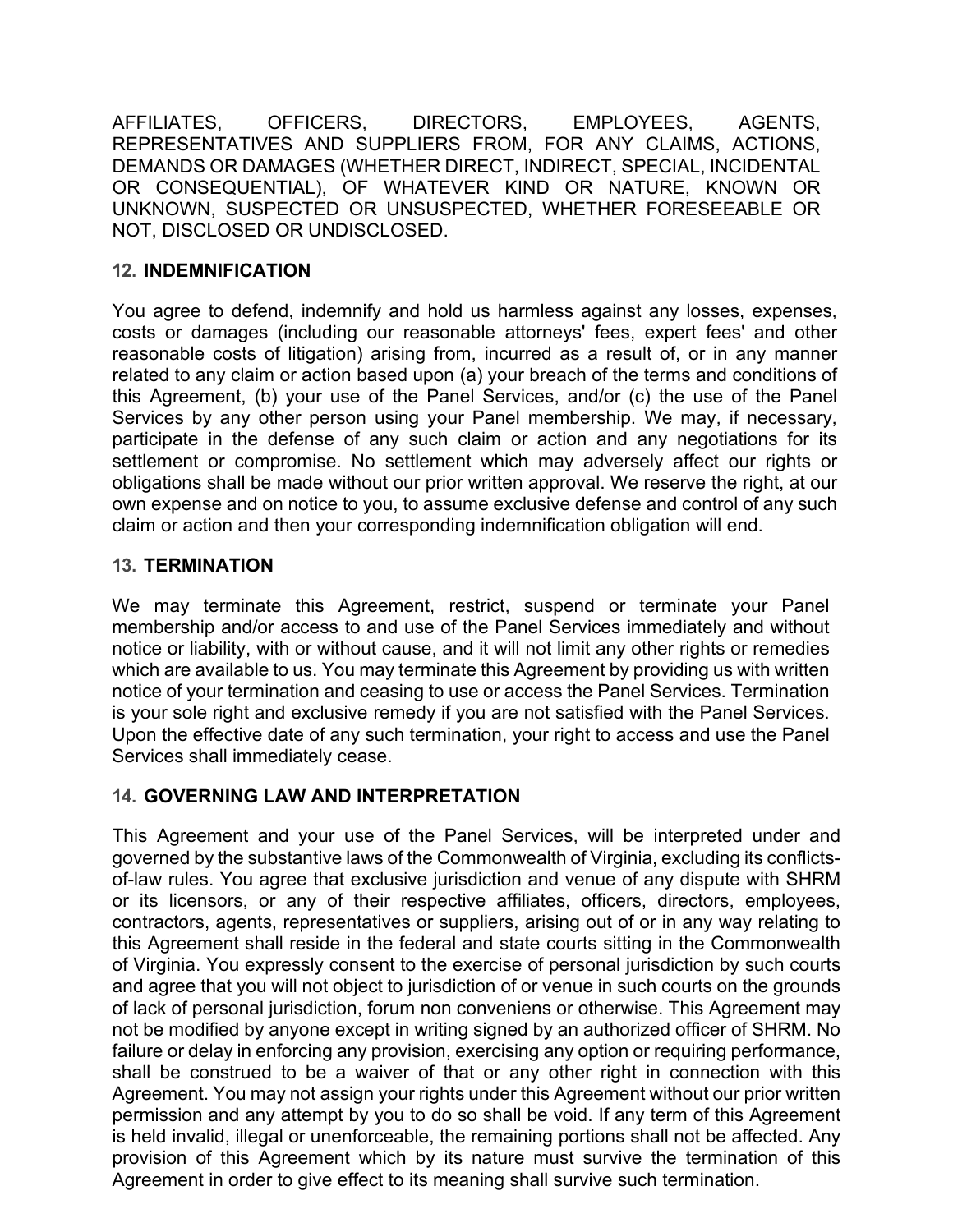AFFILIATES, OFFICERS, DIRECTORS, EMPLOYEES, AGENTS, REPRESENTATIVES AND SUPPLIERS FROM, FOR ANY CLAIMS, ACTIONS, DEMANDS OR DAMAGES (WHETHER DIRECT, INDIRECT, SPECIAL, INCIDENTAL OR CONSEQUENTIAL), OF WHATEVER KIND OR NATURE, KNOWN OR UNKNOWN, SUSPECTED OR UNSUSPECTED, WHETHER FORESEEABLE OR NOT, DISCLOSED OR UNDISCLOSED.

## 12. INDEMNIFICATION

You agree to defend, indemnify and hold us harmless against any losses, expenses, costs or damages (including our reasonable attorneys' fees, expert fees' and other reasonable costs of litigation) arising from, incurred as a result of, or in any manner related to any claim or action based upon (a) your breach of the terms and conditions of this Agreement, (b) your use of the Panel Services, and/or (c) the use of the Panel Services by any other person using your Panel membership. We may, if necessary, participate in the defense of any such claim or action and any negotiations for its settlement or compromise. No settlement which may adversely affect our rights or obligations shall be made without our prior written approval. We reserve the right, at our own expense and on notice to you, to assume exclusive defense and control of any such claim or action and then your corresponding indemnification obligation will end.

## 13. TERMINATION

We may terminate this Agreement, restrict, suspend or terminate your Panel membership and/or access to and use of the Panel Services immediately and without notice or liability, with or without cause, and it will not limit any other rights or remedies which are available to us. You may terminate this Agreement by providing us with written notice of your termination and ceasing to use or access the Panel Services. Termination is your sole right and exclusive remedy if you are not satisfied with the Panel Services. Upon the effective date of any such termination, your right to access and use the Panel Services shall immediately cease.

## 14. GOVERNING LAW AND INTERPRETATION

This Agreement and your use of the Panel Services, will be interpreted under and governed by the substantive laws of the Commonwealth of Virginia, excluding its conflicts-of-law rules. You agree that exclusive jurisdiction and venue of any dispute with SHRM or its licensors, or any of their respective affiliates, officers, directors, employees, contractors, agents, representatives or suppliers, arising out of or in any way relating to this Agreement shall reside in the federal and state courts sitting in the Commonwealth of Virginia. You expressly consent to the exercise of personal jurisdiction by such courts and agree that you will not object to jurisdiction of or venue in such courts on the grounds of lack of personal jurisdiction, forum non conveniens or otherwise. This Agreement may not be modified by anyone except in writing signed by an authorized officer of SHRM. No failure or delay in enforcing any provision, exercising any option or requiring performance, shall be construed to be a waiver of that or any other right in connection with this Agreement. You may not assign your rights under this Agreement without our prior written permission and any attempt by you to do so shall be void. If any term of this Agreement is held invalid, illegal or unenforceable, the remaining portions shall not be affected. Any provision of this Agreement which by its nature must survive the termination of this Agreement in order to give effect to its meaning shall survive such termination.